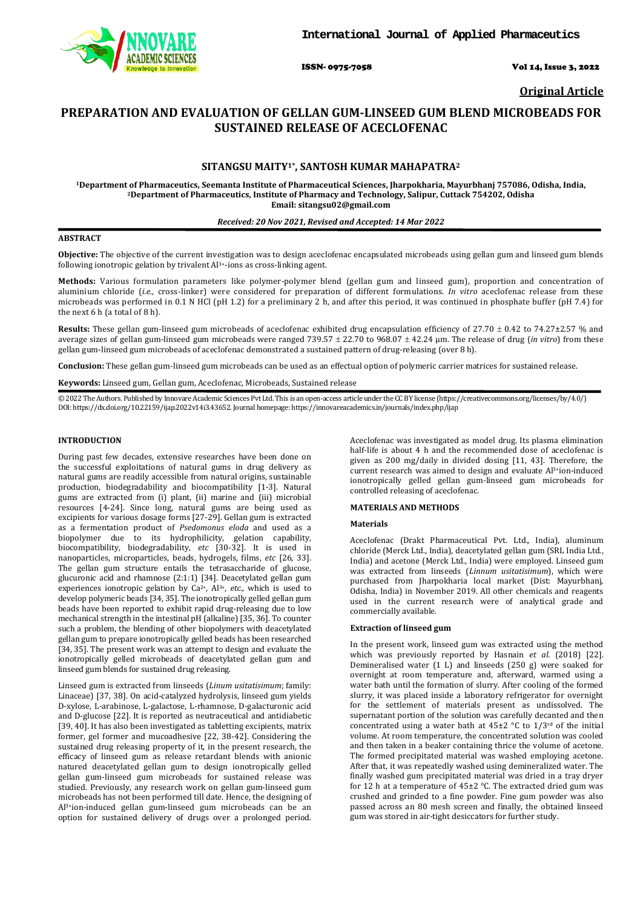Original Article

# PREPARATION AND EVALUATION OF GELLAN GUM-LINSEED GUM BLEND MICROBEADS FOR SUSTAINED RELEASE OF ACECLOFENAC

**SITANGSU MAITY[1*], SANTOSH KUMAR MAHAPATRA[2]**

[1]Department of Pharmaceutics, Seemanta Institute of Pharmaceutical Sciences, Jharpokharia, Mayurbhanj 757086, Odisha, India, [2]Department of Pharmaceutics, Institute of Pharmacy and Technology, Salipur, Cuttack 754202, Odisha
Email: sitangsu02@gmail.com

*Received: 20 Nov 2021, Revised and Accepted: 14 Mar 2022*

## ABSTRACT

**Objective:** The objective of the current investigation was to design aceclofenac encapsulated microbeads using gellan gum and linseed gum blends following ionotropic gelation by trivalent $Al^{3+}$-ions as cross-linking agent.

**Methods:** Various formulation parameters like polymer-polymer blend (gellan gum and linseed gum), proportion and concentration of aluminium chloride (*i.e.,* cross-linker) were considered for preparation of different formulations. *In vitro* aceclofenac release from these microbeads was performed in 0.1 N HCl (pH 1.2) for a preliminary 2 h, and after this period, it was continued in phosphate buffer (pH 7.4) for the next 6 h (a total of 8 h).

**Results:** These gellan gum-linseed gum microbeads of aceclofenac exhibited drug encapsulation efficiency of 27.70 ± 0.42 to 74.27±2.57 % and average sizes of gellan gum-linseed gum microbeads were ranged 739.57 ± 22.70 to 968.07 ± 42.24 µm. The release of drug (*in vitro*) from these gellan gum-linseed gum microbeads of aceclofenac demonstrated a sustained pattern of drug-releasing (over 8 h).

**Conclusion:** These gellan gum-linseed gum microbeads can be used as an effectual option of polymeric carrier matrices for sustained release.

**Keywords:** Linseed gum, Gellan gum, Aceclofenac, Microbeads, Sustained release

© 2022 The Authors. Published by Innovare Academic Sciences Pvt Ltd. This is an open-access article under the CC BY license (https://creativecommons.org/licenses/by/4.0/) DOI: https://dx.doi.org/10.22159/ijap.2022v14i3.43652. Journal homepage: https://innovareacademics.in/journals/index.php/ijap

## INTRODUCTION

During past few decades, extensive researches have been done on the successful exploitations of natural gums in drug delivery as natural gums are readily accessible from natural origins, sustainable production, biodegradability and biocompatibility [1-3]. Natural gums are extracted from (i) plant, (ii) marine and (iii) microbial resources [4-24]. Since long, natural gums are being used as excipients for various dosage forms [27-29]. Gellan gum is extracted as a fermentation product of *Psedomonus eloda* and used as a biopolymer due to its hydrophilicity, gelation capability, biocompatibility, biodegradability, *etc* [30-32]. It is used in nanoparticles, microparticles, beads, hydrogels, films, *etc* [26, 33]. The gellan gum structure entails the tetrasaccharide of glucose, glucuronic acid and rhamnose (2:1:1) [34]. Deacetylated gellan gum experiences ionotropic gelation by $Ca^{2+}$, $Al^{3+}$, *etc.*, which is used to develop polymeric beads [34, 35]. The ionotropically gelled gellan gum beads have been reported to exhibit rapid drug-releasing due to low mechanical strength in the intestinal pH (alkaline) [35, 36]. To counter such a problem, the blending of other biopolymers with deacetylated gellan gum to prepare ionotropically gelled beads has been researched [34, 35]. The present work was an attempt to design and evaluate the ionotropically gelled microbeads of deacetylated gellan gum and linseed gum blends for sustained drug releasing.

Linseed gum is extracted from linseeds (*Linum usitatisimum*; family: Linaceae) [37, 38]. On acid-catalyzed hydrolysis, linseed gum yields D-xylose, L-arabinose, L-galactose, L-rhamnose, D-galacturonic acid and D-glucose [22]. It is reported as neutraceutical and antidiabetic [39, 40]. It has also been investigated as tabletting excipients, matrix former, gel former and mucoadhesive [22, 38-42]. Considering the sustained drug releasing property of it, in the present research, the efficacy of linseed gum as release retardant blends with anionic natured deacetylated gellan gum to design ionotropically gelled gellan gum-linseed gum microbeads for sustained release was studied. Previously, any research work on gellan gum-linseed gum microbeads has not been performed till date. Hence, the designing of $Al^{3+}$ion-induced gellan gum-linseed gum microbeads can be an option for sustained delivery of drugs over a prolonged period.

Aceclofenac was investigated as model drug. Its plasma elimination half-life is about 4 h and the recommended dose of aceclofenac is given as 200 mg/daily in divided dosing [11, 43]. Therefore, the current research was aimed to design and evaluate $Al^{3+}$ion-induced ionotropically gelled gellan gum-linseed gum microbeads for controlled releasing of aceclofenac.

## MATERIALS AND METHODS

### Materials

Aceclofenac (Drakt Pharmaceutical Pvt. Ltd., India), aluminum chloride (Merck Ltd., India), deacetylated gellan gum (SRL India Ltd., India) and acetone (Merck Ltd., India) were employed. Linseed gum was extracted from linseeds (*Linnum usitatisimum*), which were purchased from Jharpokharia local market (Dist: Mayurbhanj, Odisha, India) in November 2019. All other chemicals and reagents used in the current research were of analytical grade and commercially available.

### Extraction of linseed gum

In the present work, linseed gum was extracted using the method which was previously reported by Hasnain *et al.* (2018) [22]. Demineralised water (1 L) and linseeds (250 g) were soaked for overnight at room temperature and, afterward, warmed using a water bath until the formation of slurry. After cooling of the formed slurry, it was placed inside a laboratory refrigerator for overnight for the settlement of materials present as undissolved. The supernatant portion of the solution was carefully decanted and then concentrated using a water bath at 45±2 °C to 1/3rd of the initial volume. At room temperature, the concentrated solution was cooled and then taken in a beaker containing thrice the volume of acetone. The formed precipitated material was washed employing acetone. After that, it was repeatedly washed using demineralized water. The finally washed gum precipitated material was dried in a tray dryer for 12 h at a temperature of 45±2 °C. The extracted dried gum was crushed and grinded to a fine powder. Fine gum powder was also passed across an 80 mesh screen and finally, the obtained linseed gum was stored in air-tight desiccators for further study.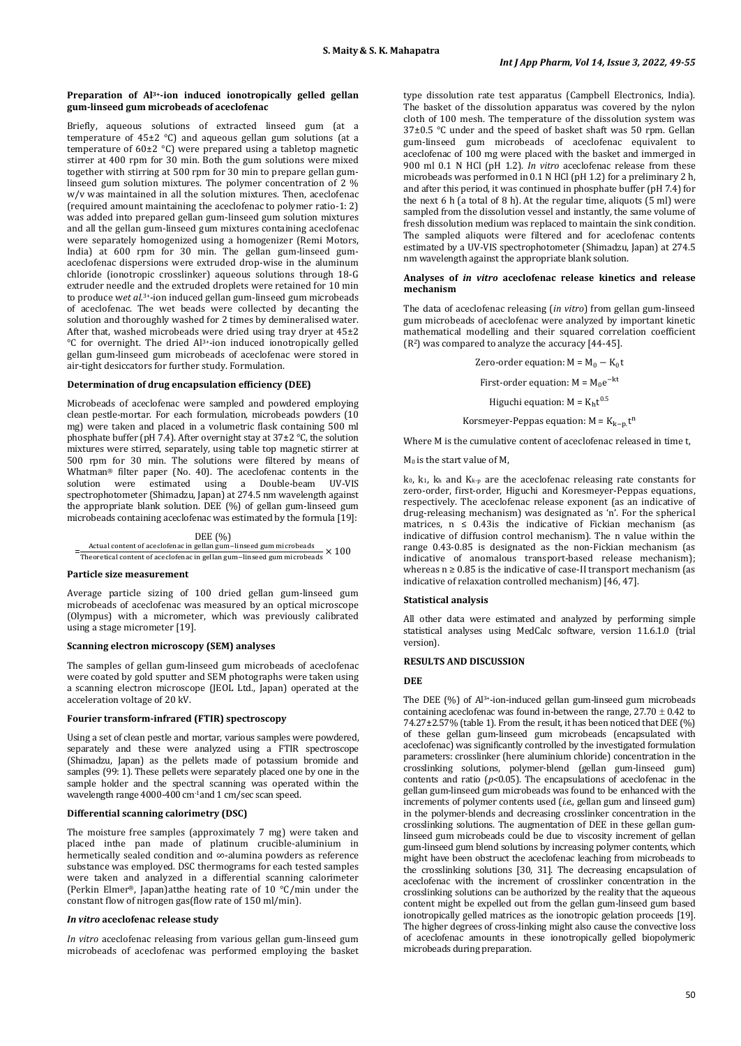### Preparation of $Al^{3+}$-ion induced ionotropically gelled gellan gum-linseed gum microbeads of aceclofenac

Briefly, aqueous solutions of extracted linseed gum (at a temperature of 45±2 °C) and aqueous gellan gum solutions (at a temperature of 60±2 °C) were prepared using a tabletop magnetic stirrer at 400 rpm for 30 min. Both the gum solutions were mixed together with stirring at 500 rpm for 30 min to prepare gellan gum-linseed gum solution mixtures. The polymer concentration of 2 % w/v was maintained in all the solution mixtures. Then, aceclofenac (required amount maintaining the aceclofenac to polymer ratio-1: 2) was added into prepared gellan gum-linseed gum solution mixtures and all the gellan gum-linseed gum mixtures containing aceclofenac were separately homogenized using a homogenizer (Remi Motors, India) at 600 rpm for 30 min. The gellan gum-linseed gum-aceclofenac dispersions were extruded drop-wise in the aluminum chloride (ionotropic crosslinker) aqueous solutions through 18-G extruder needle and the extruded droplets were retained for 10 min to produce wet *al*.$^{3+}$-ion induced gellan gum-linseed gum microbeads of aceclofenac. The wet beads were collected by decanting the solution and thoroughly washed for 2 times by demineralised water. After that, washed microbeads were dried using tray dryer at 45±2 °C for overnight. The dried $Al^{3+}$-ion induced ionotropically gelled gellan gum-linseed gum microbeads of aceclofenac were stored in air-tight desiccators for further study. Formulation.

### Determination of drug encapsulation efficiency (DEE)

Microbeads of aceclofenac were sampled and powdered employing clean pestle-mortar. For each formulation, microbeads powders (10 mg) were taken and placed in a volumetric flask containing 500 ml phosphate buffer (pH 7.4). After overnight stay at 37±2 °C, the solution mixtures were stirred, separately, using table top magnetic stirrer at 500 rpm for 30 min. The solutions were filtered by means of Whatman® filter paper (No. 40). The aceclofenac contents in the solution were estimated using a Double-beam UV-VIS spectrophotometer (Shimadzu, Japan) at 274.5 nm wavelength against the appropriate blank solution. DEE (%) of gellan gum-linseed gum microbeads containing aceclofenac was estimated by the formula [19]:

$$\text{DEE (\%)} = \frac{\text{Actual content of aceclofenac in gellan gum–linseed gum microbeads}}{\text{Theoretical content of aceclofenac in gellan gum–linseed gum microbeads}} \times 100$$

### Particle size measurement

Average particle sizing of 100 dried gellan gum-linseed gum microbeads of aceclofenac was measured by an optical microscope (Olympus) with a micrometer, which was previously calibrated using a stage micrometer [19].

### Scanning electron microscopy (SEM) analyses

The samples of gellan gum-linseed gum microbeads of aceclofenac were coated by gold sputter and SEM photographs were taken using a scanning electron microscope (JEOL Ltd., Japan) operated at the acceleration voltage of 20 kV.

### Fourier transform-infrared (FTIR) spectroscopy

Using a set of clean pestle and mortar, various samples were powdered, separately and these were analyzed using a FTIR spectroscope (Shimadzu, Japan) as the pellets made of potassium bromide and samples (99: 1). These pellets were separately placed one by one in the sample holder and the spectral scanning was operated within the wavelength range 4000-400 $cm^{-1}$and 1 cm/sec scan speed.

### Differential scanning calorimetry (DSC)

The moisture free samples (approximately 7 mg) were taken and placed inthe pan made of platinum crucible-aluminium in hermetically sealed condition and ∞-alumina powders as reference substance was employed. DSC thermograms for each tested samples were taken and analyzed in a differential scanning calorimeter (Perkin Elmer®, Japan)atthe heating rate of 10 °C/min under the constant flow of nitrogen gas(flow rate of 150 ml/min).

### *In vitro* aceclofenac release study

*In vitro* aceclofenac releasing from various gellan gum-linseed gum microbeads of aceclofenac was performed employing the basket type dissolution rate test apparatus (Campbell Electronics, India). The basket of the dissolution apparatus was covered by the nylon cloth of 100 mesh. The temperature of the dissolution system was 37±0.5 °C under and the speed of basket shaft was 50 rpm. Gellan gum-linseed gum microbeads of aceclofenac equivalent to aceclofenac of 100 mg were placed with the basket and immerged in 900 ml 0.1 N HCl (pH 1.2). *In vitro* aceclofenac release from these microbeads was performed in 0.1 N HCl (pH 1.2) for a preliminary 2 h, and after this period, it was continued in phosphate buffer (pH 7.4) for the next 6 h (a total of 8 h). At the regular time, aliquots (5 ml) were sampled from the dissolution vessel and instantly, the same volume of fresh dissolution medium was replaced to maintain the sink condition. The sampled aliquots were filtered and for aceclofenac contents estimated by a UV-VIS spectrophotometer (Shimadzu, Japan) at 274.5 nm wavelength against the appropriate blank solution.

### Analyses of *in vitro* aceclofenac release kinetics and release mechanism

The data of aceclofenac releasing (*in vitro*) from gellan gum-linseed gum microbeads of aceclofenac were analyzed by important kinetic mathematical modelling and their squared correlation coefficient ($R^2$) was compared to analyze the accuracy [44-45].

$$\text{Zero-order equation: } M = M_0 - K_0 t$$

$$\text{First-order equation: } M = M_0 e^{-kt}$$

$$\text{Higuchi equation: } M = K_h t^{0.5}$$

$$\text{Korsmeyer-Peppas equation: } M = K_{k-p} t^n$$

Where M is the cumulative content of aceclofenac released in time t,

$M_0$ is the start value of M,

$k_0$, $k_1$, $k_h$ and $K_{k-p}$ are the aceclofenac releasing rate constants for zero-order, first-order, Higuchi and Koresmeyer-Peppas equations, respectively. The aceclofenac release exponent (as an indicative of drug-releasing mechanism) was designated as 'n'. For the spherical matrices, $n \le 0.43$is the indicative of Fickian mechanism (as indicative of diffusion control mechanism). The n value within the range 0.43-0.85 is designated as the non-Fickian mechanism (as indicative of anomalous transport-based release mechanism); whereas $n \ge 0.85$ is the indicative of case-II transport mechanism (as indicative of relaxation controlled mechanism) [46, 47].

### Statistical analysis

All other data were estimated and analyzed by performing simple statistical analyses using MedCalc software, version 11.6.1.0 (trial version).

## RESULTS AND DISCUSSION

### DEE

The DEE (%) of $Al^{3+}$-ion-induced gellan gum-linseed gum microbeads containing aceclofenac was found in-between the range, 27.70 ± 0.42 to 74.27±2.57% (table 1). From the result, it has been noticed that DEE (%) of these gellan gum-linseed gum microbeads (encapsulated with aceclofenac) was significantly controlled by the investigated formulation parameters: crosslinker (here aluminium chloride) concentration in the crosslinking solutions, polymer-blend (gellan gum-linseed gum) contents and ratio ($p<0.05$). The encapsulations of aceclofenac in the gellan gum-linseed gum microbeads was found to be enhanced with the increments of polymer contents used (*i.e.,* gellan gum and linseed gum) in the polymer-blends and decreasing crosslinker concentration in the crosslinking solutions. The augmentation of DEE in these gellan gum-linseed gum microbeads could be due to viscosity increment of gellan gum-linseed gum blend solutions by increasing polymer contents, which might have been obstruct the aceclofenac leaching from microbeads to the crosslinking solutions [30, 31]. The decreasing encapsulation of aceclofenac with the increment of crosslinker concentration in the crosslinking solutions can be authorized by the reality that the aqueous content might be expelled out from the gellan gum-linseed gum based ionotropically gelled matrices as the ionotropic gelation proceeds [19]. The higher degrees of cross-linking might also cause the convective loss of aceclofenac amounts in these ionotropically gelled biopolymeric microbeads during preparation.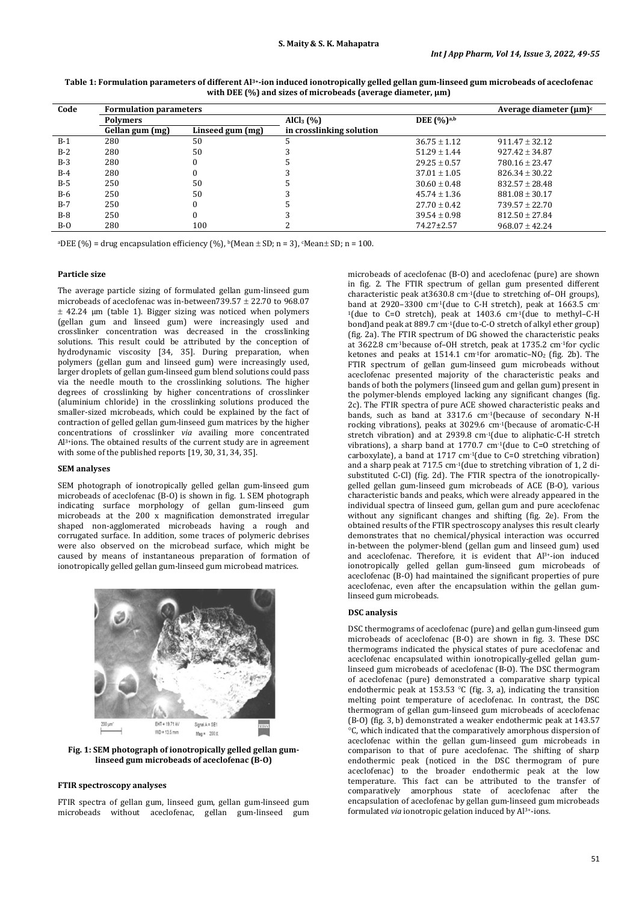**Table 1: Formulation parameters of different $Al^{3+}$-ion induced ionotropically gelled gellan gum-linseed gum microbeads of aceclofenac with DEE (%) and sizes of microbeads (average diameter, µm)**

| Code | Formulation parameters | | | | Average diameter (µm)[c] |
|---|---|---|---|---|---|
| | Polymers | | $AlCl_3$ (%) | DEE (%)[a,b] | |
| | Gellan gum (mg) | Linseed gum (mg) | in crosslinking solution | | |
| B-1 | 280 | 50 | 5 | 36.75 ± 1.12 | 911.47 ± 32.12 |
| B-2 | 280 | 50 | 3 | 51.29 ± 1.44 | 927.42 ± 34.87 |
| B-3 | 280 | 0 | 5 | 29.25 ± 0.57 | 780.16 ± 23.47 |
| B-4 | 280 | 0 | 3 | 37.01 ± 1.05 | 826.34 ± 30.22 |
| B-5 | 250 | 50 | 5 | 30.60 ± 0.48 | 832.57 ± 28.48 |
| B-6 | 250 | 50 | 3 | 45.74 ± 1.36 | 881.08 ± 30.17 |
| B-7 | 250 | 0 | 5 | 27.70 ± 0.42 | 739.57 ± 22.70 |
| B-8 | 250 | 0 | 3 | 39.54 ± 0.98 | 812.50 ± 27.84 |
| B-O | 280 | 100 | 2 | 74.27±2.57 | 968.07 ± 42.24 |

[a]DEE (%) = drug encapsulation efficiency (%), [b](Mean ± SD; n = 3), [c]Mean± SD; n = 100.

### Particle size

The average particle sizing of formulated gellan gum-linseed gum microbeads of aceclofenac was in-between739.57 ± 22.70 to 968.07 ± 42.24 µm (table 1). Bigger sizing was noticed when polymers (gellan gum and linseed gum) were increasingly used and crosslinker concentration was decreased in the crosslinking solutions. This result could be attributed by the conception of hydrodynamic viscosity [34, 35]. During preparation, when polymers (gellan gum and linseed gum) were increasingly used, larger droplets of gellan gum-linseed gum blend solutions could pass via the needle mouth to the crosslinking solutions. The higher degrees of crosslinking by higher concentrations of crosslinker (aluminium chloride) in the crosslinking solutions produced the smaller-sized microbeads, which could be explained by the fact of contraction of gelled gellan gum-linseed gum matrices by the higher concentrations of crosslinker *via* availing more concentrated $Al^{3+}$ions. The obtained results of the current study are in agreement with some of the published reports [19, 30, 31, 34, 35].

### SEM analyses

SEM photograph of ionotropically gelled gellan gum-linseed gum microbeads of aceclofenac (B-O) is shown in fig. 1. SEM photograph indicating surface morphology of gellan gum-linseed gum microbeads at the 200 x magnification demonstrated irregular shaped non-agglomerated microbeads having a rough and corrugated surface. In addition, some traces of polymeric debrises were also observed on the microbead surface, which might be caused by means of instantaneous preparation of formation of ionotropically gelled gellan gum-linseed gum microbead matrices.

**Fig. 1: SEM photograph of ionotropically gelled gellan gum-linseed gum microbeads of aceclofenac (B-O)**

### FTIR spectroscopy analyses

FTIR spectra of gellan gum, linseed gum, gellan gum-linseed gum microbeads without aceclofenac, gellan gum-linseed gum microbeads of aceclofenac (B-O) and aceclofenac (pure) are shown in fig. 2. The FTIR spectrum of gellan gum presented different characteristic peak at3630.8 cm$^{-1}$(due to stretching of–OH groups), band at 2920–3300 cm$^{-1}$(due to C-H stretch), peak at 1663.5 cm$^{-1}$(due to C=O stretch), peak at 1403.6 cm$^{-1}$(due to methyl–C-H bond)and peak at 889.7 cm$^{-1}$(due to-C-O stretch of alkyl ether group) (fig. 2a). The FTIR spectrum of DG showed the characteristic peaks at 3622.8 cm$^{-1}$because of–OH stretch, peak at 1735.2 cm$^{-1}$for cyclic ketones and peaks at 1514.1 cm$^{-1}$for aromatic–$NO_2$ (fig. 2b). The FTIR spectrum of gellan gum-linseed gum microbeads without aceclofenac presented majority of the characteristic peaks and bands of both the polymers (linseed gum and gellan gum) present in the polymer-blends employed lacking any significant changes (fig. 2c). The FTIR spectra of pure ACE showed characteristic peaks and bands, such as band at 3317.6 cm$^{-1}$(because of secondary N-H rocking vibrations), peaks at 3029.6 cm$^{-1}$(because of aromatic-C-H stretch vibration) and at 2939.8 cm$^{-1}$(due to aliphatic-C-H stretch vibrations), a sharp band at 1770.7 cm$^{-1}$(due to C=O stretching of carboxylate), a band at 1717 cm$^{-1}$(due to C=O stretching vibration) and a sharp peak at 717.5 cm$^{-1}$(due to stretching vibration of 1, 2 di-substituted C-Cl) (fig. 2d). The FTIR spectra of the ionotropically-gelled gellan gum-linseed gum microbeads of ACE (B-O), various characteristic bands and peaks, which were already appeared in the individual spectra of linseed gum, gellan gum and pure aceclofenac without any significant changes and shifting (fig. 2e). From the obtained results of the FTIR spectroscopy analyses this result clearly demonstrates that no chemical/physical interaction was occurred in-between the polymer-blend (gellan gum and linseed gum) used and aceclofenac. Therefore, it is evident that $Al^{3+}$-ion induced ionotropically gelled gellan gum-linseed gum microbeads of aceclofenac (B-O) had maintained the significant properties of pure aceclofenac, even after the encapsulation within the gellan gum-linseed gum microbeads.

### DSC analysis

DSC thermograms of aceclofenac (pure) and gellan gum-linseed gum microbeads of aceclofenac (B-O) are shown in fig. 3. These DSC thermograms indicated the physical states of pure aceclofenac and aceclofenac encapsulated within ionotropically-gelled gellan gum-linseed gum microbeads of aceclofenac (B-O). The DSC thermogram of aceclofenac (pure) demonstrated a comparative sharp typical endothermic peak at 153.53 °C (fig. 3, a), indicating the transition melting point temperature of aceclofenac. In contrast, the DSC thermogram of gellan gum-linseed gum microbeads of aceclofenac (B-O) (fig. 3, b) demonstrated a weaker endothermic peak at 143.57 °C, which indicated that the comparatively amorphous dispersion of aceclofenac within the gellan gum-linseed gum microbeads in comparison to that of pure aceclofenac. The shifting of sharp endothermic peak (noticed in the DSC thermogram of pure aceclofenac) to the broader endothermic peak at the low temperature. This fact can be attributed to the transfer of comparatively amorphous state of aceclofenac after the encapsulation of aceclofenac by gellan gum-linseed gum microbeads formulated *via* ionotropic gelation induced by $Al^{3+}$-ions.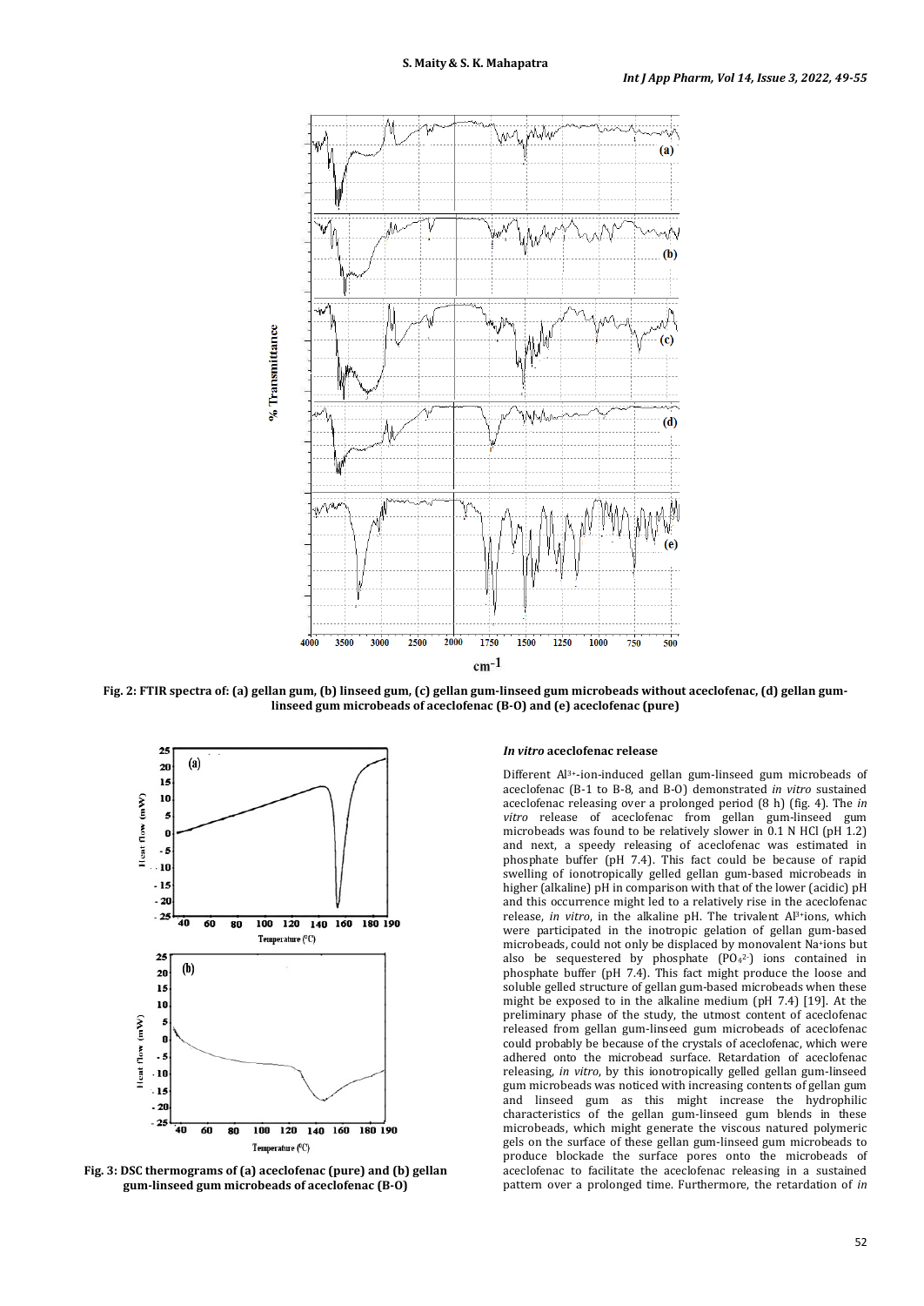Fig. 2: FTIR spectra of: (a) gellan gum, (b) linseed gum, (c) gellan gum-linseed gum microbeads without aceclofenac, (d) gellan gum-linseed gum microbeads of aceclofenac (B-O) and (e) aceclofenac (pure)

Fig. 3: DSC thermograms of (a) aceclofenac (pure) and (b) gellan gum-linseed gum microbeads of aceclofenac (B-O)

### *In vitro* aceclofenac release

Different $Al^{3+}$-ion-induced gellan gum-linseed gum microbeads of aceclofenac (B-1 to B-8, and B-O) demonstrated *in vitro* sustained aceclofenac releasing over a prolonged period (8 h) (fig. 4). The *in vitro* release of aceclofenac from gellan gum-linseed gum microbeads was found to be relatively slower in 0.1 N HCl (pH 1.2) and next, a speedy releasing of aceclofenac was estimated in phosphate buffer (pH 7.4). This fact could be because of rapid swelling of ionotropically gelled gellan gum-based microbeads in higher (alkaline) pH in comparison with that of the lower (acidic) pH and this occurrence might led to a relatively rise in the aceclofenac release, *in vitro*, in the alkaline pH. The trivalent $Al^{3+}$ions, which were participated in the inotropic gelation of gellan gum-based microbeads, could not only be displaced by monovalent $Na^{+}$ions but also be sequestered by phosphate ($PO_4^{2-}$) ions contained in phosphate buffer (pH 7.4). This fact might produce the loose and soluble gelled structure of gellan gum-based microbeads when these might be exposed to in the alkaline medium (pH 7.4) [19]. At the preliminary phase of the study, the utmost content of aceclofenac released from gellan gum-linseed gum microbeads of aceclofenac could probably be because of the crystals of aceclofenac, which were adhered onto the microbead surface. Retardation of aceclofenac releasing, *in vitro*, by this ionotropically gelled gellan gum-linseed gum microbeads was noticed with increasing contents of gellan gum and linseed gum as this might increase the hydrophilic characteristics of the gellan gum-linseed gum blends in these microbeads, which might generate the viscous natured polymeric gels on the surface of these gellan gum-linseed gum microbeads to produce blockade the surface pores onto the microbeads of aceclofenac to facilitate the aceclofenac releasing in a sustained pattern over a prolonged time. Furthermore, the retardation of *in*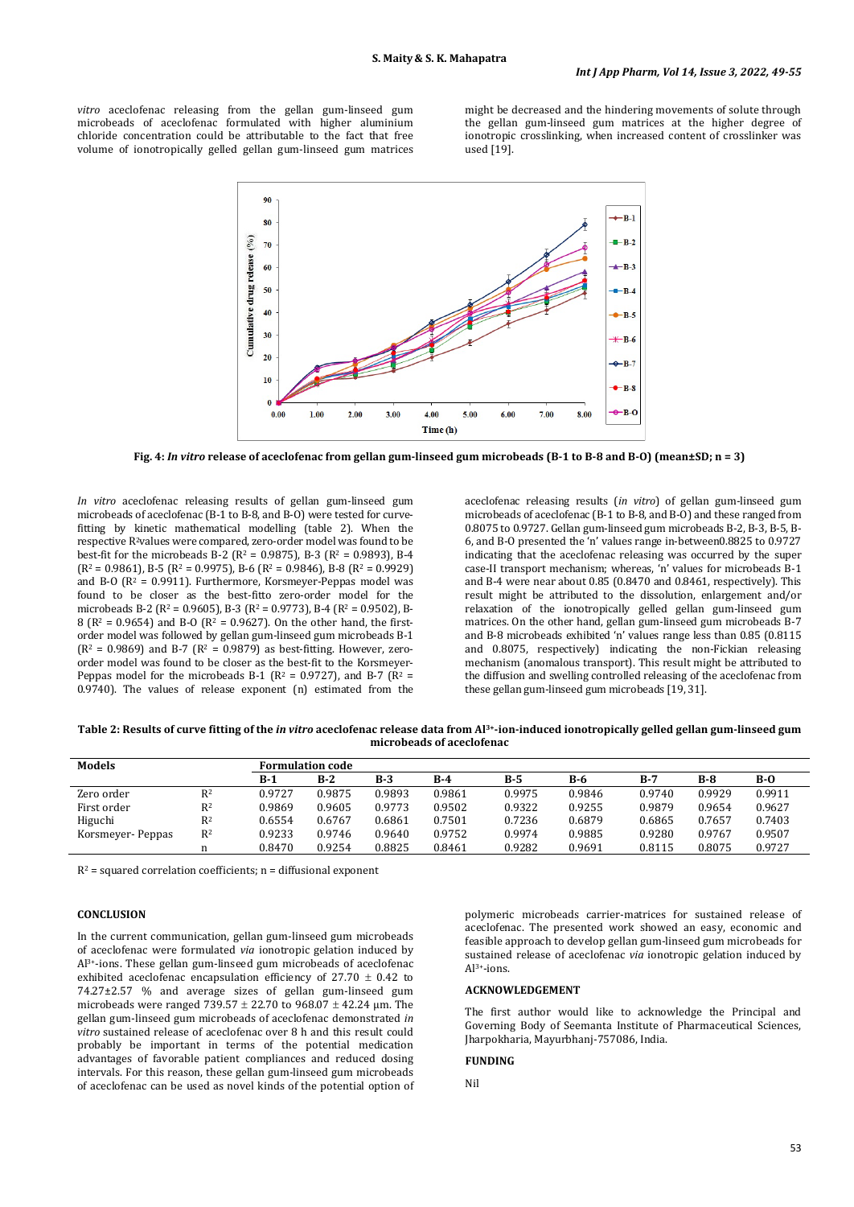*vitro* aceclofenac releasing from the gellan gum-linseed gum microbeads of aceclofenac formulated with higher aluminium chloride concentration could be attributable to the fact that free volume of ionotropically gelled gellan gum-linseed gum matrices might be decreased and the hindering movements of solute through the gellan gum-linseed gum matrices at the higher degree of ionotropic crosslinking, when increased content of crosslinker was used [19].

**Fig. 4: *In vitro* release of aceclofenac from gellan gum-linseed gum microbeads (B-1 to B-8 and B-O) (mean±SD; n = 3)**

*In vitro* aceclofenac releasing results of gellan gum-linseed gum microbeads of aceclofenac (B-1 to B-8, and B-O) were tested for curve-fitting by kinetic mathematical modelling (table 2). When the respective $R^2$values were compared, zero-order model was found to be best-fit for the microbeads B-2 ($R^2$ = 0.9875), B-3 ($R^2$ = 0.9893), B-4 ($R^2$ = 0.9861), B-5 ($R^2$ = 0.9975), B-6 ($R^2$ = 0.9846), B-8 ($R^2$ = 0.9929) and B-O ($R^2$ = 0.9911). Furthermore, Korsmeyer-Peppas model was found to be closer as the best-fitto zero-order model for the microbeads B-2 ($R^2$ = 0.9605), B-3 ($R^2$ = 0.9773), B-4 ($R^2$ = 0.9502), B-8 ($R^2$ = 0.9654) and B-O ($R^2$ = 0.9627). On the other hand, the first-order model was followed by gellan gum-linseed gum microbeads B-1 ($R^2$ = 0.9869) and B-7 ($R^2$ = 0.9879) as best-fitting. However, zero-order model was found to be closer as the best-fit to the Korsmeyer-Peppas model for the microbeads B-1 ($R^2$ = 0.9727), and B-7 ($R^2$ = 0.9740). The values of release exponent (n) estimated from the aceclofenac releasing results (*in vitro*) of gellan gum-linseed gum microbeads of aceclofenac (B-1 to B-8, and B-O) and these ranged from 0.8075 to 0.9727. Gellan gum-linseed gum microbeads B-2, B-3, B-5, B-6, and B-O presented the 'n' values range in-between0.8825 to 0.9727 indicating that the aceclofenac releasing was occurred by the super case-II transport mechanism; whereas, 'n' values for microbeads B-1 and B-4 were near about 0.85 (0.8470 and 0.8461, respectively). This result might be attributed to the dissolution, enlargement and/or relaxation of the ionotropically gelled gellan gum-linseed gum matrices. On the other hand, gellan gum-linseed gum microbeads B-7 and B-8 microbeads exhibited 'n' values range less than 0.85 (0.8115 and 0.8075, respectively) indicating the non-Fickian releasing mechanism (anomalous transport). This result might be attributed to the diffusion and swelling controlled releasing of the aceclofenac from these gellan gum-linseed gum microbeads [19, 31].

**Table 2: Results of curve fitting of the *in vitro* aceclofenac release data from $Al^{3+}$-ion-induced ionotropically gelled gellan gum-linseed gum microbeads of aceclofenac**

| Models | | Formulation code | | | | | | | | |
|---|---|---|---|---|---|---|---|---|---|---|
| | | B-1 | B-2 | B-3 | B-4 | B-5 | B-6 | B-7 | B-8 | B-O |
| Zero order | $R^2$ | 0.9727 | 0.9875 | 0.9893 | 0.9861 | 0.9975 | 0.9846 | 0.9740 | 0.9929 | 0.9911 |
| First order | $R^2$ | 0.9869 | 0.9605 | 0.9773 | 0.9502 | 0.9322 | 0.9255 | 0.9879 | 0.9654 | 0.9627 |
| Higuchi | $R^2$ | 0.6554 | 0.6767 | 0.6861 | 0.7501 | 0.7236 | 0.6879 | 0.6865 | 0.7657 | 0.7403 |
| Korsmeyer- Peppas | $R^2$ | 0.9233 | 0.9746 | 0.9640 | 0.9752 | 0.9974 | 0.9885 | 0.9280 | 0.9767 | 0.9507 |
| | n | 0.8470 | 0.9254 | 0.8825 | 0.8461 | 0.9282 | 0.9691 | 0.8115 | 0.8075 | 0.9727 |

$R^2$ = squared correlation coefficients; n = diffusional exponent

## CONCLUSION

In the current communication, gellan gum-linseed gum microbeads of aceclofenac were formulated *via* ionotropic gelation induced by $Al^{3+}$-ions. These gellan gum-linseed gum microbeads of aceclofenac exhibited aceclofenac encapsulation efficiency of 27.70 ± 0.42 to 74.27±2.57 % and average sizes of gellan gum-linseed gum microbeads were ranged 739.57 ± 22.70 to 968.07 ± 42.24 µm. The gellan gum-linseed gum microbeads of aceclofenac demonstrated *in vitro* sustained release of aceclofenac over 8 h and this result could probably be important in terms of the potential medication advantages of favorable patient compliances and reduced dosing intervals. For this reason, these gellan gum-linseed gum microbeads of aceclofenac can be used as novel kinds of the potential option of polymeric microbeads carrier-matrices for sustained release of aceclofenac. The presented work showed an easy, economic and feasible approach to develop gellan gum-linseed gum microbeads for sustained release of aceclofenac *via* ionotropic gelation induced by $Al^{3+}$-ions.

## ACKNOWLEDGEMENT

The first author would like to acknowledge the Principal and Governing Body of Seemanta Institute of Pharmaceutical Sciences, Jharpokharia, Mayurbhanj-757086, India.

## FUNDING

Nil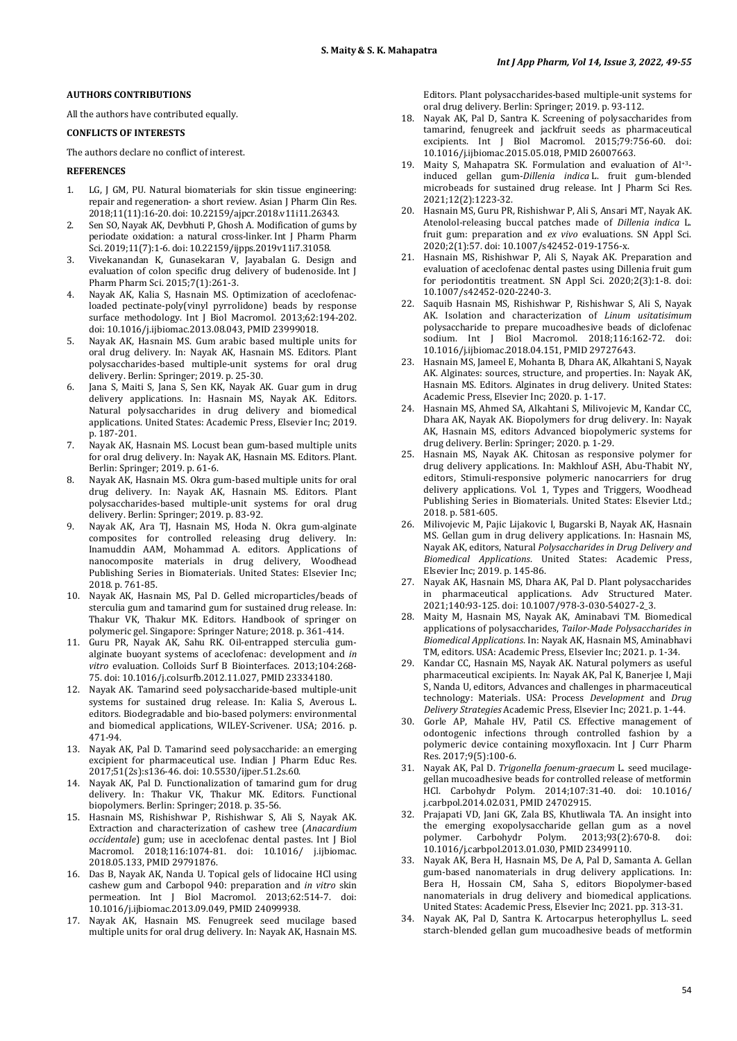**AUTHORS CONTRIBUTIONS**

All the authors have contributed equally.

**CONFLICTS OF INTERESTS**

The authors declare no conflict of interest.

**REFERENCES**

1. LG, J GM, PU. Natural biomaterials for skin tissue engineering: repair and regeneration- a short review. Asian J Pharm Clin Res. 2018;11(11):16-20. doi: 10.22159/ajpcr.2018.v11i11.26343.
2. Sen SO, Nayak AK, Devbhuti P, Ghosh A. Modification of gums by periodate oxidation: a natural cross-linker. Int J Pharm Pharm Sci. 2019;11(7):1-6. doi: 10.22159/ijpps.2019v11i7.31058.
3. Vivekanandan K, Gunasekaran V, Jayabalan G. Design and evaluation of colon specific drug delivery of budenoside. Int J Pharm Pharm Sci. 2015;7(1):261-3.
4. Nayak AK, Kalia S, Hasnain MS. Optimization of aceclofenac-loaded pectinate-poly(vinyl pyrrolidone) beads by response surface methodology. Int J Biol Macromol. 2013;62:194-202. doi: 10.1016/j.ijbiomac.2013.08.043, PMID 23999018.
5. Nayak AK, Hasnain MS. Gum arabic based multiple units for oral drug delivery. In: Nayak AK, Hasnain MS. Editors. Plant polysaccharides-based multiple-unit systems for oral drug delivery. Berlin: Springer; 2019. p. 25-30.
6. Jana S, Maiti S, Jana S, Sen KK, Nayak AK. Guar gum in drug delivery applications. In: Hasnain MS, Nayak AK. Editors. Natural polysaccharides in drug delivery and biomedical applications. United States: Academic Press, Elsevier Inc; 2019. p. 187-201.
7. Nayak AK, Hasnain MS. Locust bean gum-based multiple units for oral drug delivery. In: Nayak AK, Hasnain MS. Editors. Plant. Berlin: Springer; 2019. p. 61-6.
8. Nayak AK, Hasnain MS. Okra gum-based multiple units for oral drug delivery. In: Nayak AK, Hasnain MS. Editors. Plant polysaccharides-based multiple-unit systems for oral drug delivery. Berlin: Springer; 2019. p. 83-92.
9. Nayak AK, Ara TJ, Hasnain MS, Hoda N. Okra gum-alginate composites for controlled releasing drug delivery. In: Inamuddin AAM, Mohammad A. editors. Applications of nanocomposite materials in drug delivery, Woodhead Publishing Series in Biomaterials. United States: Elsevier Inc; 2018. p. 761-85.
10. Nayak AK, Hasnain MS, Pal D. Gelled microparticles/beads of sterculia gum and tamarind gum for sustained drug release. In: Thakur VK, Thakur MK. Editors. Handbook of springer on polymeric gel. Singapore: Springer Nature; 2018. p. 361-414.
11. Guru PR, Nayak AK, Sahu RK. Oil-entrapped sterculia gum-alginate buoyant systems of aceclofenac: development and *in vitro* evaluation. Colloids Surf B Biointerfaces. 2013;104:268-75. doi: 10.1016/j.colsurfb.2012.11.027, PMID 23334180.
12. Nayak AK. Tamarind seed polysaccharide-based multiple-unit systems for sustained drug release. In: Kalia S, Averous L. editors. Biodegradable and bio-based polymers: environmental and biomedical applications, WILEY-Scrivener. USA; 2016. p. 471-94.
13. Nayak AK, Pal D. Tamarind seed polysaccharide: an emerging excipient for pharmaceutical use. Indian J Pharm Educ Res. 2017;51(2s):s136-46. doi: 10.5530/ijper.51.2s.60.
14. Nayak AK, Pal D. Functionalization of tamarind gum for drug delivery. In: Thakur VK, Thakur MK. Editors. Functional biopolymers. Berlin: Springer; 2018. p. 35-56.
15. Hasnain MS, Rishishwar P, Rishishwar S, Ali S, Nayak AK. Extraction and characterization of cashew tree (*Anacardium occidentale*) gum; use in aceclofenac dental pastes. Int J Biol Macromol. 2018;116:1074-81. doi: 10.1016/ j.ijbiomac. 2018.05.133, PMID 29791876.
16. Das B, Nayak AK, Nanda U. Topical gels of lidocaine HCl using cashew gum and Carbopol 940: preparation and *in vitro* skin permeation. Int J Biol Macromol. 2013;62:514-7. doi: 10.1016/j.ijbiomac.2013.09.049, PMID 24099938.
17. Nayak AK, Hasnain MS. Fenugreek seed mucilage based multiple units for oral drug delivery. In: Nayak AK, Hasnain MS. Editors. Plant polysaccharides-based multiple-unit systems for oral drug delivery. Berlin: Springer; 2019. p. 93-112.
18. Nayak AK, Pal D, Santra K. Screening of polysaccharides from tamarind, fenugreek and jackfruit seeds as pharmaceutical excipients. Int J Biol Macromol. 2015;79:756-60. doi: 10.1016/j.ijbiomac.2015.05.018, PMID 26007663.
19. Maity S, Mahapatra SK. Formulation and evaluation of $Al^{+3}$-induced gellan gum-*Dillenia indica* L. fruit gum-blended microbeads for sustained drug release. Int J Pharm Sci Res. 2021;12(2):1223-32.
20. Hasnain MS, Guru PR, Rishishwar P, Ali S, Ansari MT, Nayak AK. Atenolol-releasing buccal patches made of *Dillenia indica* L. fruit gum: preparation and *ex vivo* evaluations. SN Appl Sci. 2020;2(1):57. doi: 10.1007/s42452-019-1756-x.
21. Hasnain MS, Rishishwar P, Ali S, Nayak AK. Preparation and evaluation of aceclofenac dental pastes using Dillenia fruit gum for periodontitis treatment. SN Appl Sci. 2020;2(3):1-8. doi: 10.1007/s42452-020-2240-3.
22. Saquib Hasnain MS, Rishishwar P, Rishishwar S, Ali S, Nayak AK. Isolation and characterization of *Linum usitatisimum* polysaccharide to prepare mucoadhesive beads of diclofenac sodium. Int J Biol Macromol. 2018;116:162-72. doi: 10.1016/j.ijbiomac.2018.04.151, PMID 29727643.
23. Hasnain MS, Jameel E, Mohanta B, Dhara AK, Alkahtani S, Nayak AK. Alginates: sources, structure, and properties. In: Nayak AK, Hasnain MS. Editors. Alginates in drug delivery. United States: Academic Press, Elsevier Inc; 2020. p. 1-17.
24. Hasnain MS, Ahmed SA, Alkahtani S, Milivojevic M, Kandar CC, Dhara AK, Nayak AK. Biopolymers for drug delivery. In: Nayak AK, Hasnain MS, editors Advanced biopolymeric systems for drug delivery. Berlin: Springer; 2020. p. 1-29.
25. Hasnain MS, Nayak AK. Chitosan as responsive polymer for drug delivery applications. In: Makhlouf ASH, Abu-Thabit NY, editors, Stimuli-responsive polymeric nanocarriers for drug delivery applications. Vol. 1, Types and Triggers, Woodhead Publishing Series in Biomaterials. United States: Elsevier Ltd.; 2018. p. 581-605.
26. Milivojevic M, Pajic Lijakovic I, Bugarski B, Nayak AK, Hasnain MS. Gellan gum in drug delivery applications. In: Hasnain MS, Nayak AK, editors, Natural *Polysaccharides in Drug Delivery and Biomedical Applications*. United States: Academic Press, Elsevier Inc; 2019. p. 145-86.
27. Nayak AK, Hasnain MS, Dhara AK, Pal D. Plant polysaccharides in pharmaceutical applications. Adv Structured Mater. 2021;140:93-125. doi: 10.1007/978-3-030-54027-2_3.
28. Maity M, Hasnain MS, Nayak AK, Aminabavi TM. Biomedical applications of polysaccharides, *Tailor-Made Polysaccharides in Biomedical Applications*. In: Nayak AK, Hasnain MS, Aminabhavi TM, editors. USA: Academic Press, Elsevier Inc; 2021. p. 1-34.
29. Kandar CC, Hasnain MS, Nayak AK. Natural polymers as useful pharmaceutical excipients. In: Nayak AK, Pal K, Banerjee I, Maji S, Nanda U, editors, Advances and challenges in pharmaceutical technology: Materials. USA: Process *Development* and *Drug Delivery Strategies* Academic Press, Elsevier Inc; 2021. p. 1-44.
30. Gorle AP, Mahale HV, Patil CS. Effective management of odontogenic infections through controlled fashion by a polymeric device containing moxyfloxacin. Int J Curr Pharm Res. 2017;9(5):100-6.
31. Nayak AK, Pal D. *Trigonella foenum-graecum* L. seed mucilage-gellan mucoadhesive beads for controlled release of metformin HCl. Carbohydr Polym. 2014;107:31-40. doi: 10.1016/ j.carbpol.2014.02.031, PMID 24702915.
32. Prajapati VD, Jani GK, Zala BS, Khutliwala TA. An insight into the emerging exopolysaccharide gellan gum as a novel polymer. Carbohydr Polym. 2013;93(2):670-8. doi: 10.1016/j.carbpol.2013.01.030, PMID 23499110.
33. Nayak AK, Bera H, Hasnain MS, De A, Pal D, Samanta A. Gellan gum-based nanomaterials in drug delivery applications. In: Bera H, Hossain CM, Saha S, editors Biopolymer-based nanomaterials in drug delivery and biomedical applications. United States: Academic Press, Elsevier Inc; 2021. pp. 313-31.
34. Nayak AK, Pal D, Santra K. Artocarpus heterophyllus L. seed starch-blended gellan gum mucoadhesive beads of metformin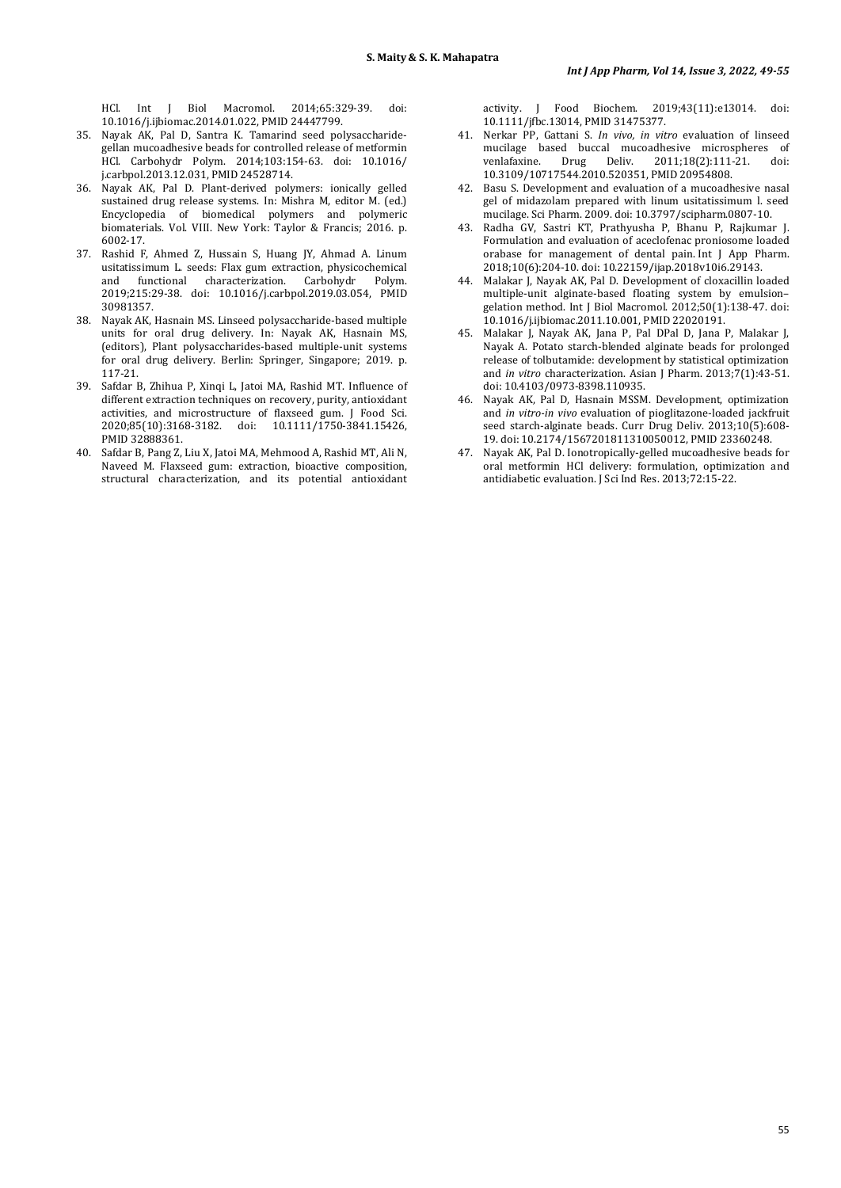HCl. Int J Biol Macromol. 2014;65:329-39. doi: 10.1016/j.ijbiomac.2014.01.022, PMID 24447799.

35. Nayak AK, Pal D, Santra K. Tamarind seed polysaccharide-gellan mucoadhesive beads for controlled release of metformin HCl. Carbohydr Polym. 2014;103:154-63. doi: 10.1016/j.carbpol.2013.12.031, PMID 24528714.
36. Nayak AK, Pal D. Plant-derived polymers: ionically gelled sustained drug release systems. In: Mishra M, editor M. (ed.) Encyclopedia of biomedical polymers and polymeric biomaterials. Vol. VIII. New York: Taylor & Francis; 2016. p. 6002-17.
37. Rashid F, Ahmed Z, Hussain S, Huang JY, Ahmad A. Linum usitatissimum L. seeds: Flax gum extraction, physicochemical and functional characterization. Carbohydr Polym. 2019;215:29-38. doi: 10.1016/j.carbpol.2019.03.054, PMID 30981357.
38. Nayak AK, Hasnain MS. Linseed polysaccharide-based multiple units for oral drug delivery. In: Nayak AK, Hasnain MS, (editors), Plant polysaccharides-based multiple-unit systems for oral drug delivery. Berlin: Springer, Singapore; 2019. p. 117-21.
39. Safdar B, Zhihua P, Xinqi L, Jatoi MA, Rashid MT. Influence of different extraction techniques on recovery, purity, antioxidant activities, and microstructure of flaxseed gum. J Food Sci. 2020;85(10):3168-3182. doi: 10.1111/1750-3841.15426, PMID 32888361.
40. Safdar B, Pang Z, Liu X, Jatoi MA, Mehmood A, Rashid MT, Ali N, Naveed M. Flaxseed gum: extraction, bioactive composition, structural characterization, and its potential antioxidant activity. J Food Biochem. 2019;43(11):e13014. doi: 10.1111/jfbc.13014, PMID 31475377.
41. Nerkar PP, Gattani S. *In vivo, in vitro* evaluation of linseed mucilage based buccal mucoadhesive microspheres of venlafaxine. Drug Deliv. 2011;18(2):111-21. doi: 10.3109/10717544.2010.520351, PMID 20954808.
42. Basu S. Development and evaluation of a mucoadhesive nasal gel of midazolam prepared with linum usitatissimum l. seed mucilage. Sci Pharm. 2009. doi: 10.3797/scipharm.0807-10.
43. Radha GV, Sastri KT, Prathyusha P, Bhanu P, Rajkumar J. Formulation and evaluation of aceclofenac proniosome loaded orabase for management of dental pain. Int J App Pharm. 2018;10(6):204-10. doi: 10.22159/ijap.2018v10i6.29143.
44. Malakar J, Nayak AK, Pal D. Development of cloxacillin loaded multiple-unit alginate-based floating system by emulsion–gelation method. Int J Biol Macromol. 2012;50(1):138-47. doi: 10.1016/j.ijbiomac.2011.10.001, PMID 22020191.
45. Malakar J, Nayak AK, Jana P, Pal DPal D, Jana P, Malakar J, Nayak A. Potato starch-blended alginate beads for prolonged release of tolbutamide: development by statistical optimization and *in vitro* characterization. Asian J Pharm. 2013;7(1):43-51. doi: 10.4103/0973-8398.110935.
46. Nayak AK, Pal D, Hasnain MSSM. Development, optimization and *in vitro-in vivo* evaluation of pioglitazone-loaded jackfruit seed starch-alginate beads. Curr Drug Deliv. 2013;10(5):608-19. doi: 10.2174/1567201811310050012, PMID 23360248.
47. Nayak AK, Pal D. Ionotropically-gelled mucoadhesive beads for oral metformin HCl delivery: formulation, optimization and antidiabetic evaluation. J Sci Ind Res. 2013;72:15-22.